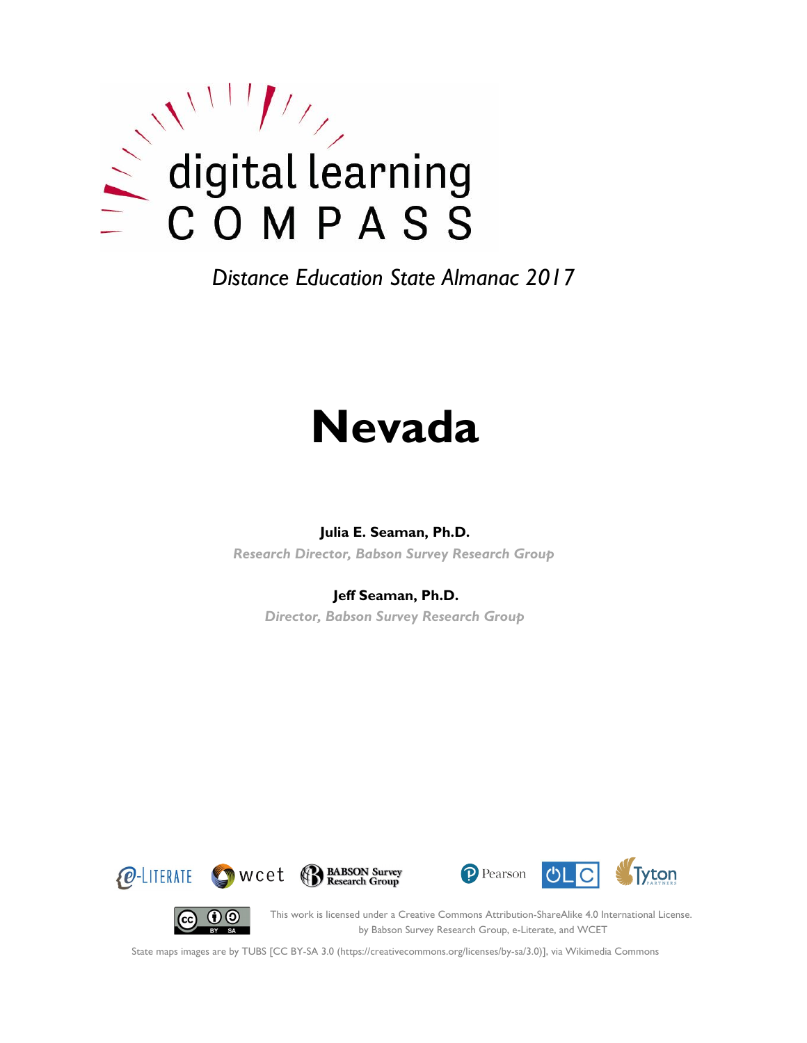digital learning COMPASS

*Distance Education State Almanac 2017*

# Nevada

**Julia E. Seaman, Ph.D.**

*Research Director, Babson Survey Research Group*

**Jeff Seaman, Ph.D.**

*Director, Babson Survey Research Group*

e-LITERATE · wcet · BABSON Survey Research Group · Pearson · OLC · Tyton Partners

This work is licensed under a Creative Commons Attribution-ShareAlike 4.0 International License. by Babson Survey Research Group, e-Literate, and WCET

State maps images are by TUBS [CC BY-SA 3.0 (https://creativecommons.org/licenses/by-sa/3.0)], via Wikimedia Commons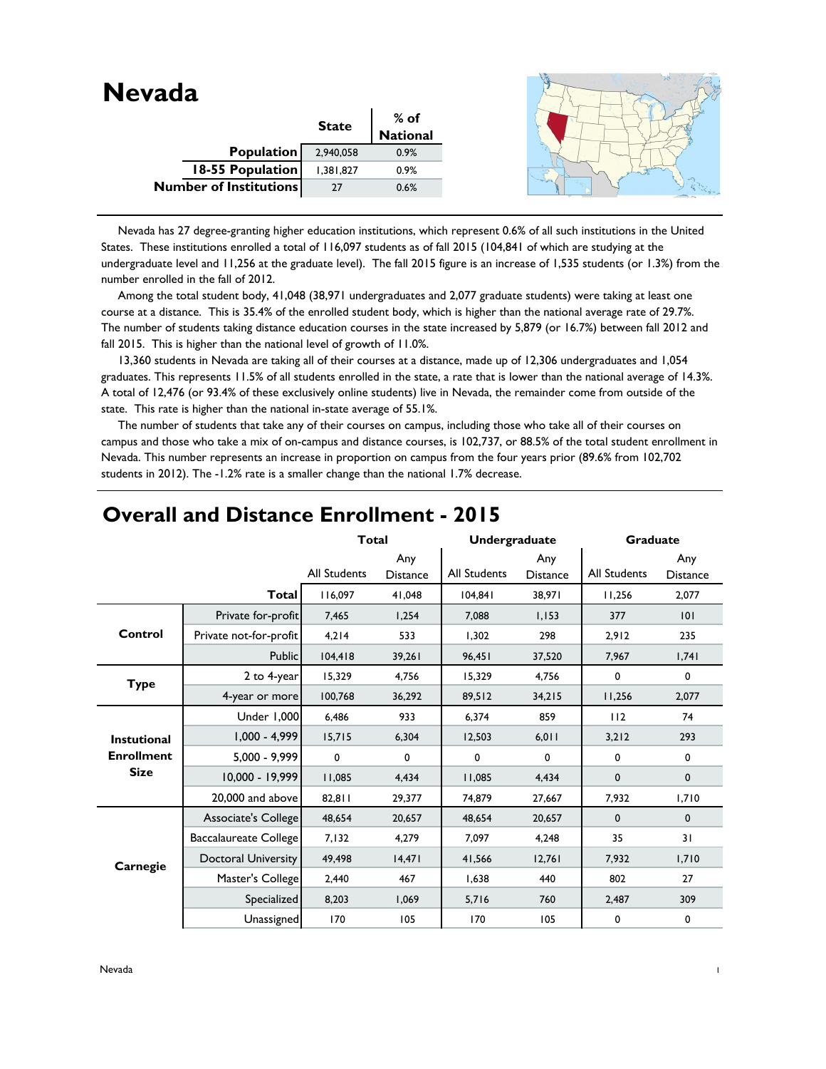# Nevada

| | State | % of National |
|---|---|---|
| **Population** | 2,940,058 | 0.9% |
| **18-55 Population** | 1,381,827 | 0.9% |
| **Number of Institutions** | 27 | 0.6% |

Nevada has 27 degree-granting higher education institutions, which represent 0.6% of all such institutions in the United States. These institutions enrolled a total of 116,097 students as of fall 2015 (104,841 of which are studying at the undergraduate level and 11,256 at the graduate level). The fall 2015 figure is an increase of 1,535 students (or 1.3%) from the number enrolled in the fall of 2012.

Among the total student body, 41,048 (38,971 undergraduates and 2,077 graduate students) were taking at least one course at a distance. This is 35.4% of the enrolled student body, which is higher than the national average rate of 29.7%. The number of students taking distance education courses in the state increased by 5,879 (or 16.7%) between fall 2012 and fall 2015. This is higher than the national level of growth of 11.0%.

13,360 students in Nevada are taking all of their courses at a distance, made up of 12,306 undergraduates and 1,054 graduates. This represents 11.5% of all students enrolled in the state, a rate that is lower than the national average of 14.3%. A total of 12,476 (or 93.4% of these exclusively online students) live in Nevada, the remainder come from outside of the state. This rate is higher than the national in-state average of 55.1%.

The number of students that take any of their courses on campus, including those who take all of their courses on campus and those who take a mix of on-campus and distance courses, is 102,737, or 88.5% of the total student enrollment in Nevada. This number represents an increase in proportion on campus from the four years prior (89.6% from 102,702 students in 2012). The -1.2% rate is a smaller change than the national 1.7% decrease.

## Overall and Distance Enrollment - 2015

| | | Total | | Undergraduate | | Graduate | |
|---|---|---|---|---|---|---|---|
| | | All Students | Any Distance | All Students | Any Distance | All Students | Any Distance |
| | **Total** | 116,097 | 41,048 | 104,841 | 38,971 | 11,256 | 2,077 |
| **Control** | Private for-profit | 7,465 | 1,254 | 7,088 | 1,153 | 377 | 101 |
| | Private not-for-profit | 4,214 | 533 | 1,302 | 298 | 2,912 | 235 |
| | Public | 104,418 | 39,261 | 96,451 | 37,520 | 7,967 | 1,741 |
| **Type** | 2 to 4-year | 15,329 | 4,756 | 15,329 | 4,756 | 0 | 0 |
| | 4-year or more | 100,768 | 36,292 | 89,512 | 34,215 | 11,256 | 2,077 |
| **Instutional Enrollment Size** | Under 1,000 | 6,486 | 933 | 6,374 | 859 | 112 | 74 |
| | 1,000 - 4,999 | 15,715 | 6,304 | 12,503 | 6,011 | 3,212 | 293 |
| | 5,000 - 9,999 | 0 | 0 | 0 | 0 | 0 | 0 |
| | 10,000 - 19,999 | 11,085 | 4,434 | 11,085 | 4,434 | 0 | 0 |
| | 20,000 and above | 82,811 | 29,377 | 74,879 | 27,667 | 7,932 | 1,710 |
| **Carnegie** | Associate's College | 48,654 | 20,657 | 48,654 | 20,657 | 0 | 0 |
| | Baccalaureate College | 7,132 | 4,279 | 7,097 | 4,248 | 35 | 31 |
| | Doctoral University | 49,498 | 14,471 | 41,566 | 12,761 | 7,932 | 1,710 |
| | Master's College | 2,440 | 467 | 1,638 | 440 | 802 | 27 |
| | Specialized | 8,203 | 1,069 | 5,716 | 760 | 2,487 | 309 |
| | Unassigned | 170 | 105 | 170 | 105 | 0 | 0 |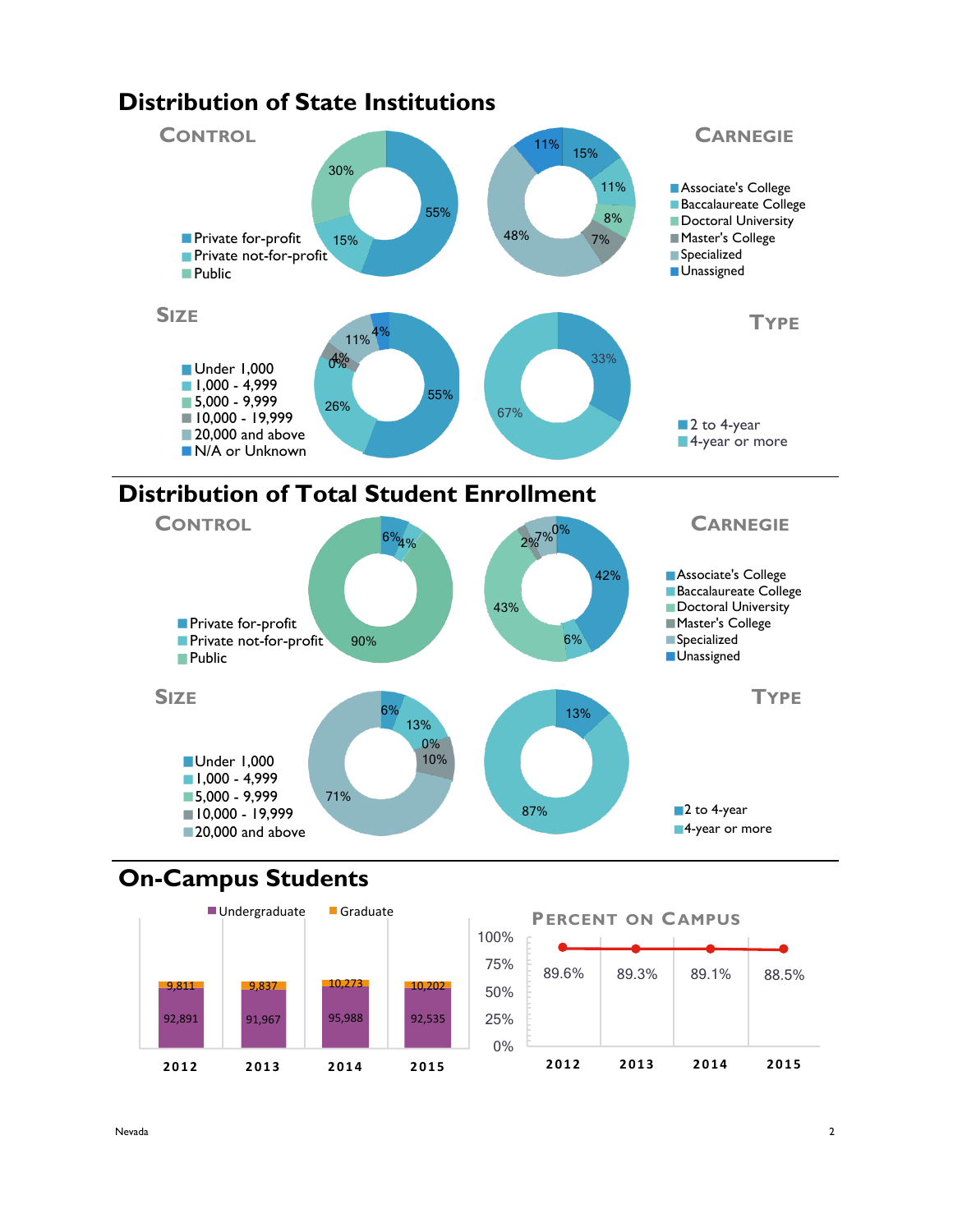## Distribution of State Institutions

**CONTROL**

- Private for-profit: 55%
- Private not-for-profit: 15%
- Public: 30%

**CARNEGIE**

- Associate's College: 15%
- Baccalaureate College: 11%
- Doctoral University: 8%
- Master's College: 7%
- Specialized: 48%
- Unassigned: 11%

**SIZE**

- Under 1,000: 55%
- 1,000 - 4,999: 26%
- 5,000 - 9,999: 0%
- 10,000 - 19,999: 4%
- 20,000 and above: 11%
- N/A or Unknown: 4%

**TYPE**

- 2 to 4-year: 33%
- 4-year or more: 67%

## Distribution of Total Student Enrollment

**CONTROL**

- Private for-profit: 6%
- Private not-for-profit: 4%
- Public: 90%

**CARNEGIE**

- Associate's College: 42%
- Baccalaureate College: 6%
- Doctoral University: 43%
- Master's College: 2%
- Specialized: 7%
- Unassigned: 0%

**SIZE**

- Under 1,000: 6%
- 1,000 - 4,999: 13%
- 5,000 - 9,999: 0%
- 10,000 - 19,999: 10%
- 20,000 and above: 71%

**TYPE**

- 2 to 4-year: 13%
- 4-year or more: 87%

## On-Campus Students

| Year | Undergraduate | Graduate |
|---|---|---|
| 2012 | 92,891 | 9,811 |
| 2013 | 91,967 | 9,837 |
| 2014 | 95,988 | 10,273 |
| 2015 | 92,535 | 10,202 |

**PERCENT ON CAMPUS**

| Year | Percent on Campus |
|---|---|
| 2012 | 89.6% |
| 2013 | 89.3% |
| 2014 | 89.1% |
| 2015 | 88.5% |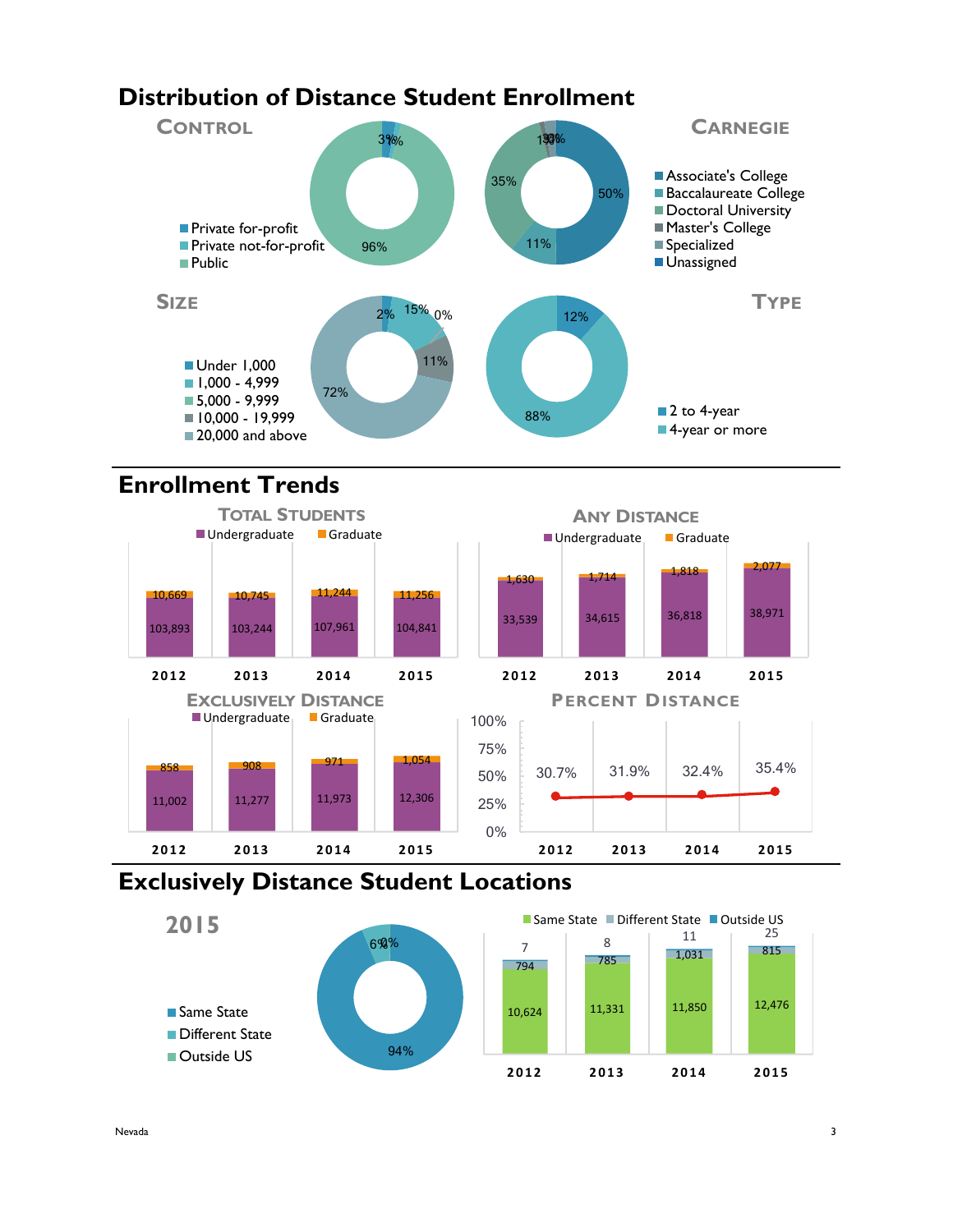# Distribution of Distance Student Enrollment

## Control

| Control | Percent |
|---|---|
| Private for-profit | 3% |
| Private not-for-profit | 1% |
| Public | 96% |

## Carnegie

| Carnegie | Percent |
|---|---|
| Associate's College | 50% |
| Baccalaureate College | 11% |
| Doctoral University | 35% |
| Master's College | 1% |
| Specialized | 3% |
| Unassigned | 0% |

## Size

| Size | Percent |
|---|---|
| Under 1,000 | 2% |
| 1,000 - 4,999 | 15% |
| 5,000 - 9,999 | 0% |
| 10,000 - 19,999 | 11% |
| 20,000 and above | 72% |

## Type

| Type | Percent |
|---|---|
| 2 to 4-year | 12% |
| 4-year or more | 88% |

# Enrollment Trends

## Total Students

| | 2012 | 2013 | 2014 | 2015 |
|---|---|---|---|---|
| Undergraduate | 103,893 | 103,244 | 107,961 | 104,841 |
| Graduate | 10,669 | 10,745 | 11,244 | 11,256 |

## Any Distance

| | 2012 | 2013 | 2014 | 2015 |
|---|---|---|---|---|
| Undergraduate | 33,539 | 34,615 | 36,818 | 38,971 |
| Graduate | 1,630 | 1,714 | 1,818 | 2,077 |

## Exclusively Distance

| | 2012 | 2013 | 2014 | 2015 |
|---|---|---|---|---|
| Undergraduate | 11,002 | 11,277 | 11,973 | 12,306 |
| Graduate | 858 | 908 | 971 | 1,054 |

## Percent Distance

| | 2012 | 2013 | 2014 | 2015 |
|---|---|---|---|---|
| Percent Distance | 30.7% | 31.9% | 32.4% | 35.4% |

# Exclusively Distance Student Locations

## 2015

| Location | Percent |
|---|---|
| Same State | 94% |
| Different State | 6% |
| Outside US | 0% |

| | 2012 | 2013 | 2014 | 2015 |
|---|---|---|---|---|
| Same State | 10,624 | 11,331 | 11,850 | 12,476 |
| Different State | 794 | 785 | 1,031 | 815 |
| Outside US | 7 | 8 | 11 | 25 |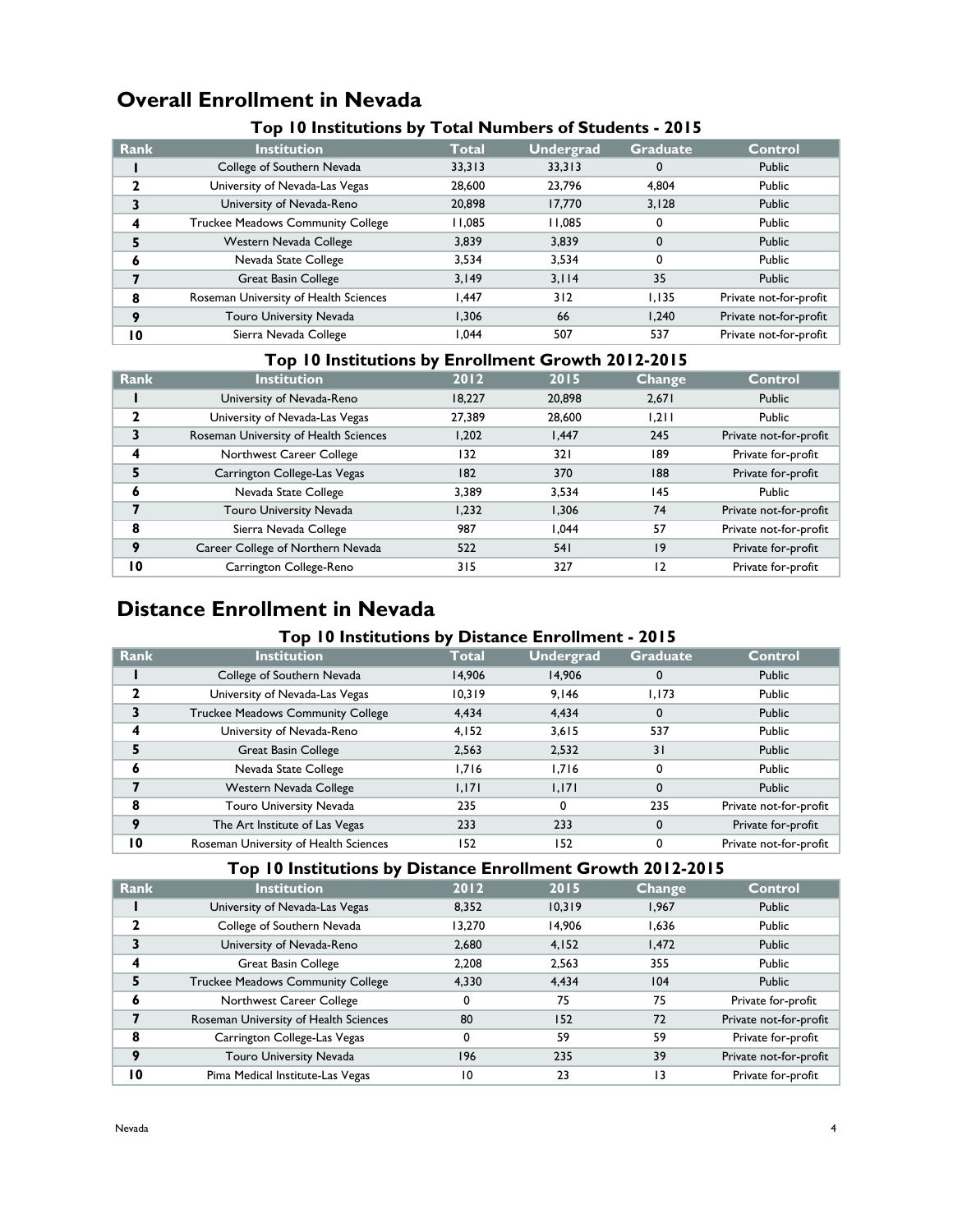## Overall Enrollment in Nevada

### Top 10 Institutions by Total Numbers of Students - 2015

| Rank | Institution | Total | Undergrad | Graduate | Control |
|---|---|---|---|---|---|
| 1 | College of Southern Nevada | 33,313 | 33,313 | 0 | Public |
| 2 | University of Nevada-Las Vegas | 28,600 | 23,796 | 4,804 | Public |
| 3 | University of Nevada-Reno | 20,898 | 17,770 | 3,128 | Public |
| 4 | Truckee Meadows Community College | 11,085 | 11,085 | 0 | Public |
| 5 | Western Nevada College | 3,839 | 3,839 | 0 | Public |
| 6 | Nevada State College | 3,534 | 3,534 | 0 | Public |
| 7 | Great Basin College | 3,149 | 3,114 | 35 | Public |
| 8 | Roseman University of Health Sciences | 1,447 | 312 | 1,135 | Private not-for-profit |
| 9 | Touro University Nevada | 1,306 | 66 | 1,240 | Private not-for-profit |
| 10 | Sierra Nevada College | 1,044 | 507 | 537 | Private not-for-profit |

### Top 10 Institutions by Enrollment Growth 2012-2015

| Rank | Institution | 2012 | 2015 | Change | Control |
|---|---|---|---|---|---|
| 1 | University of Nevada-Reno | 18,227 | 20,898 | 2,671 | Public |
| 2 | University of Nevada-Las Vegas | 27,389 | 28,600 | 1,211 | Public |
| 3 | Roseman University of Health Sciences | 1,202 | 1,447 | 245 | Private not-for-profit |
| 4 | Northwest Career College | 132 | 321 | 189 | Private for-profit |
| 5 | Carrington College-Las Vegas | 182 | 370 | 188 | Private for-profit |
| 6 | Nevada State College | 3,389 | 3,534 | 145 | Public |
| 7 | Touro University Nevada | 1,232 | 1,306 | 74 | Private not-for-profit |
| 8 | Sierra Nevada College | 987 | 1,044 | 57 | Private not-for-profit |
| 9 | Career College of Northern Nevada | 522 | 541 | 19 | Private for-profit |
| 10 | Carrington College-Reno | 315 | 327 | 12 | Private for-profit |

## Distance Enrollment in Nevada

### Top 10 Institutions by Distance Enrollment - 2015

| Rank | Institution | Total | Undergrad | Graduate | Control |
|---|---|---|---|---|---|
| 1 | College of Southern Nevada | 14,906 | 14,906 | 0 | Public |
| 2 | University of Nevada-Las Vegas | 10,319 | 9,146 | 1,173 | Public |
| 3 | Truckee Meadows Community College | 4,434 | 4,434 | 0 | Public |
| 4 | University of Nevada-Reno | 4,152 | 3,615 | 537 | Public |
| 5 | Great Basin College | 2,563 | 2,532 | 31 | Public |
| 6 | Nevada State College | 1,716 | 1,716 | 0 | Public |
| 7 | Western Nevada College | 1,171 | 1,171 | 0 | Public |
| 8 | Touro University Nevada | 235 | 0 | 235 | Private not-for-profit |
| 9 | The Art Institute of Las Vegas | 233 | 233 | 0 | Private for-profit |
| 10 | Roseman University of Health Sciences | 152 | 152 | 0 | Private not-for-profit |

### Top 10 Institutions by Distance Enrollment Growth 2012-2015

| Rank | Institution | 2012 | 2015 | Change | Control |
|---|---|---|---|---|---|
| 1 | University of Nevada-Las Vegas | 8,352 | 10,319 | 1,967 | Public |
| 2 | College of Southern Nevada | 13,270 | 14,906 | 1,636 | Public |
| 3 | University of Nevada-Reno | 2,680 | 4,152 | 1,472 | Public |
| 4 | Great Basin College | 2,208 | 2,563 | 355 | Public |
| 5 | Truckee Meadows Community College | 4,330 | 4,434 | 104 | Public |
| 6 | Northwest Career College | 0 | 75 | 75 | Private for-profit |
| 7 | Roseman University of Health Sciences | 80 | 152 | 72 | Private not-for-profit |
| 8 | Carrington College-Las Vegas | 0 | 59 | 59 | Private for-profit |
| 9 | Touro University Nevada | 196 | 235 | 39 | Private not-for-profit |
| 10 | Pima Medical Institute-Las Vegas | 10 | 23 | 13 | Private for-profit |